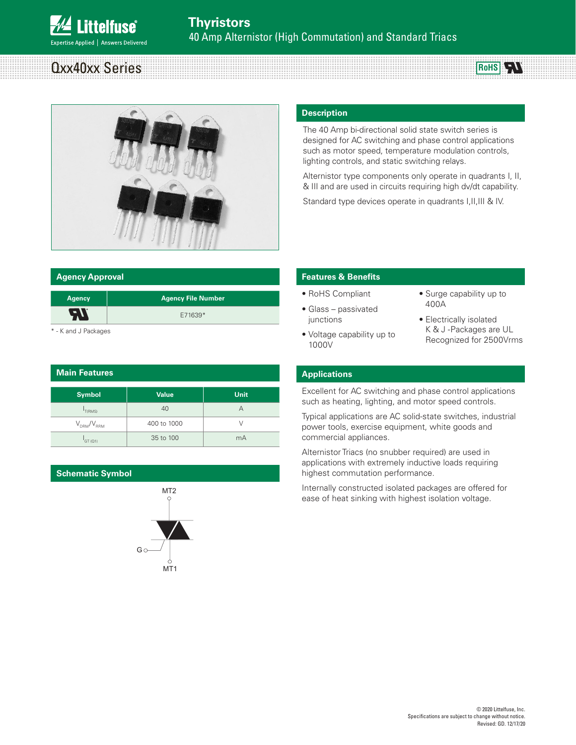# Thyristors

40 Amp Alternistor (High Commutation) and Standard Triacs

## Qxx40xx Series

RoHS

## Description

The 40 Amp bi-directional solid state switch series is designed for AC switching and phase control applications such as motor speed, temperature modulation controls, lighting controls, and static switching relays.

Alternistor type components only operate in quadrants I, II, & III and are used in circuits requiring high dv/dt capability.

Standard type devices operate in quadrants I,II,III & IV.

## Agency Approval

| Agency | Agency File Number |
|---|---|
| UL | E71639* |

* - K and J Packages

## Features & Benefits

- RoHS Compliant
- Glass – passivated junctions
- Voltage capability up to 1000V
- Surge capability up to 400A
- Electrically isolated K & J -Packages are UL Recognized for 2500Vrms

## Main Features

| Symbol | Value | Unit |
|---|---|---|
| $I_{T(RMS)}$ | 40 | A |
| $V_{DRM}/V_{RRM}$ | 400 to 1000 | V |
| $I_{GT\ (Q1)}$ | 35 to 100 | mA |

## Applications

Excellent for AC switching and phase control applications such as heating, lighting, and motor speed controls.

Typical applications are AC solid-state switches, industrial power tools, exercise equipment, white goods and commercial appliances.

Alternistor Triacs (no snubber required) are used in applications with extremely inductive loads requiring highest commutation performance.

Internally constructed isolated packages are offered for ease of heat sinking with highest isolation voltage.

## Schematic Symbol

MT2

G

MT1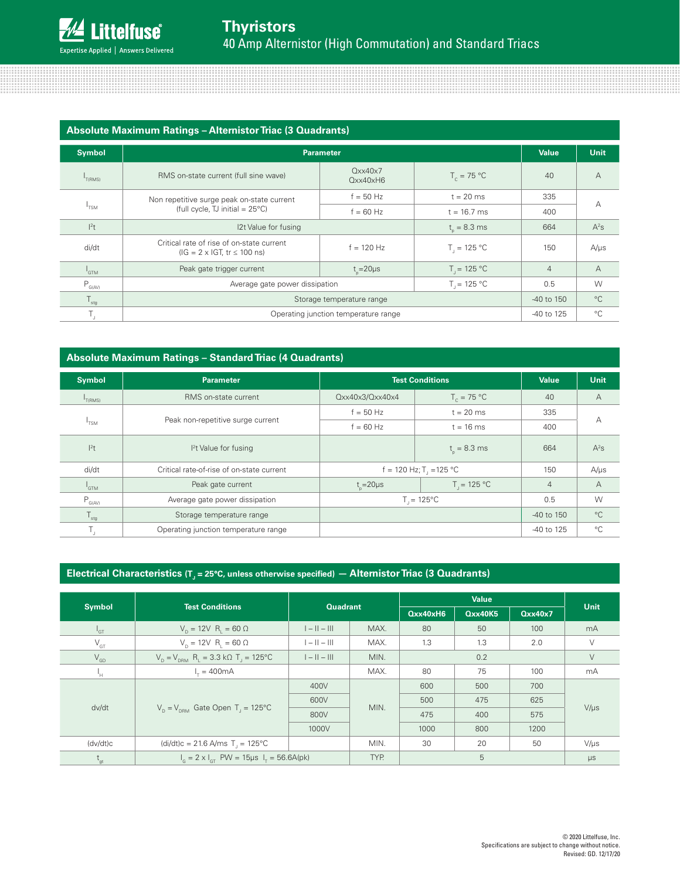## Absolute Maximum Ratings – Alternistor Triac (3 Quadrants)

| Symbol | Parameter | | | Value | Unit |
|---|---|---|---|---|---|
| $I_{T(RMS)}$ | RMS on-state current (full sine wave) | Qxx40x7<br>Qxx40xH6 | $T_C$ = 75 °C | 40 | A |
| $I_{TSM}$ | Non repetitive surge peak on-state current (full cycle, TJ initial = 25°C) | f = 50 Hz | t = 20 ms | 335 | A |
| | | f = 60 Hz | t = 16.7 ms | 400 | |
| $I^2t$ | I2t Value for fusing | | $t_p$ = 8.3 ms | 664 | $A^2s$ |
| di/dt | Critical rate of rise of on-state current (IG = 2 x IGT, tr ≤ 100 ns) | f = 120 Hz | $T_J$ = 125 °C | 150 | A/μs |
| $I_{GTM}$ | Peak gate trigger current | $t_p$=20μs | $T_J$ = 125 °C | 4 | A |
| $P_{G(AV)}$ | Average gate power dissipation | | $T_J$ = 125 °C | 0.5 | W |
| $T_{stg}$ | Storage temperature range | | | -40 to 150 | °C |
| $T_J$ | Operating junction temperature range | | | -40 to 125 | °C |

## Absolute Maximum Ratings – Standard Triac (4 Quadrants)

| Symbol | Parameter | Test Conditions | | Value | Unit |
|---|---|---|---|---|---|
| $I_{T(RMS)}$ | RMS on-state current | Qxx40x3/Qxx40x4 | $T_C$ = 75 °C | 40 | A |
| $I_{TSM}$ | Peak non-repetitive surge current | f = 50 Hz | t = 20 ms | 335 | A |
| | | f = 60 Hz | t = 16 ms | 400 | |
| $I^2t$ | $I^2t$ Value for fusing | | $t_p$ = 8.3 ms | 664 | $A^2s$ |
| di/dt | Critical rate-of-rise of on-state current | f = 120 Hz; $T_J$ =125 °C | | 150 | A/μs |
| $I_{GTM}$ | Peak gate current | $t_p$=20μs | $T_J$ = 125 °C | 4 | A |
| $P_{G(AV)}$ | Average gate power dissipation | $T_J$ = 125°C | | 0.5 | W |
| $T_{stg}$ | Storage temperature range | | | -40 to 150 | °C |
| $T_J$ | Operating junction temperature range | | | -40 to 125 | °C |

## Electrical Characteristics ($T_J$ = 25°C, unless otherwise specified) — Alternistor Triac (3 Quadrants)

| Symbol | Test Conditions | Quadrant | | Value | | | Unit |
|---|---|---|---|---|---|---|---|
| | | | | Qxx40xH6 | Qxx40K5 | Qxx40x7 | |
| $I_{GT}$ | $V_D$ = 12V $R_L$ = 60 Ω | I – II – III | MAX. | 80 | 50 | 100 | mA |
| $V_{GT}$ | $V_D$ = 12V $R_L$ = 60 Ω | I – II – III | MAX. | 1.3 | 1.3 | 2.0 | V |
| $V_{GD}$ | $V_D$ = $V_{DRM}$ $R_L$ = 3.3 kΩ $T_J$ = 125°C | I – II – III | MIN. | 0.2 | | | V |
| $I_H$ | $I_T$ = 400mA | | MAX. | 80 | 75 | 100 | mA |
| dv/dt | $V_D$ = $V_{DRM}$ Gate Open $T_J$ = 125°C | 400V | MIN. | 600 | 500 | 700 | V/μs |
| | | 600V | | 500 | 475 | 625 | |
| | | 800V | | 475 | 400 | 575 | |
| | | 1000V | | 1000 | 800 | 1200 | |
| (dv/dt)c | (di/dt)c = 21.6 A/ms $T_J$ = 125°C | | MIN. | 30 | 20 | 50 | V/μs |
| $t_{gt}$ | $I_G$ = 2 x $I_{GT}$ PW = 15μs $I_T$ = 56.6A(pk) | | TYP. | 5 | | | μs |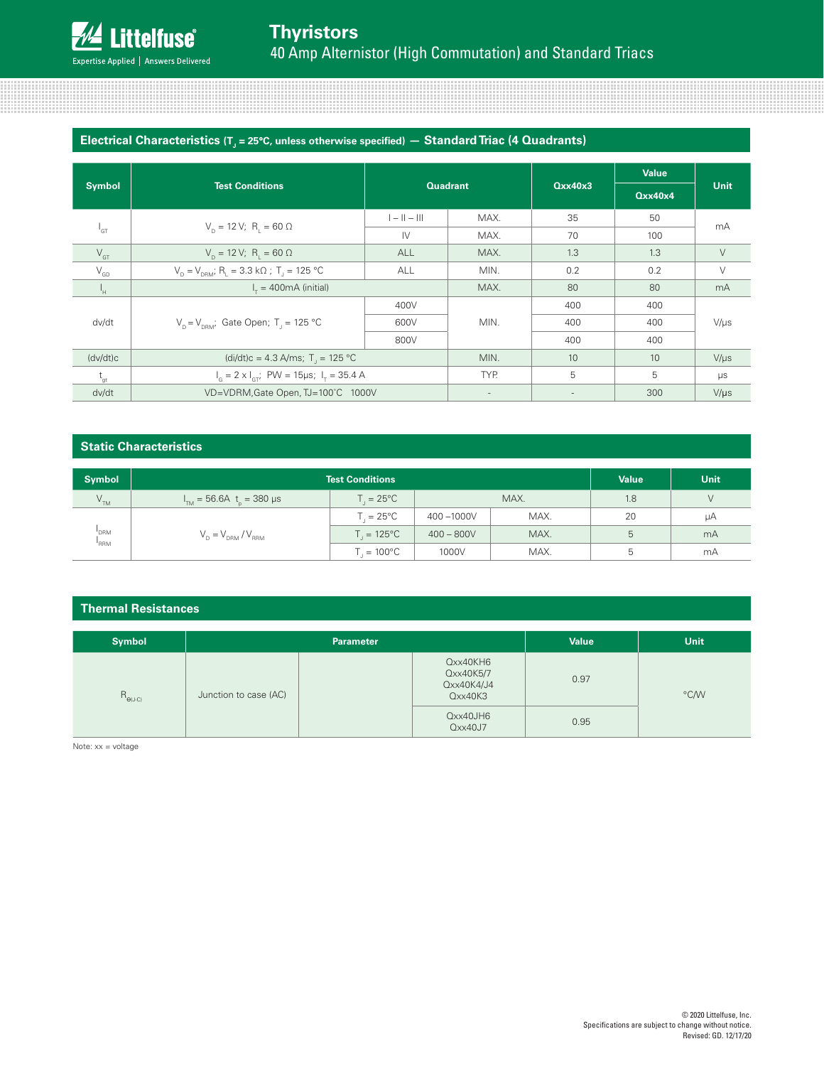## Electrical Characteristics ($T_J$ = 25°C, unless otherwise specified) — Standard Triac (4 Quadrants)

| Symbol | Test Conditions | Quadrant | | Qxx40x3 | Value Qxx40x4 | Unit |
|---|---|---|---|---|---|---|
| $I_{GT}$ | $V_D$ = 12 V; $R_L$ = 60 Ω | I – II – III | MAX. | 35 | 50 | mA |
| | | IV | MAX. | 70 | 100 | |
| $V_{GT}$ | $V_D$ = 12 V; $R_L$ = 60 Ω | ALL | MAX. | 1.3 | 1.3 | V |
| $V_{GD}$ | $V_D = V_{DRM}$; $R_L$ = 3.3 kΩ ; $T_J$ = 125 °C | ALL | MIN. | 0.2 | 0.2 | V |
| $I_H$ | $I_T$ = 400mA (initial) | | MAX. | 80 | 80 | mA |
| dv/dt | $V_D = V_{DRM}$; Gate Open; $T_J$ = 125 °C | 400V | MIN. | 400 | 400 | V/µs |
| | | 600V | | 400 | 400 | |
| | | 800V | | 400 | 400 | |
| (dv/dt)c | (di/dt)c = 4.3 A/ms; $T_J$ = 125 °C | | MIN. | 10 | 10 | V/µs |
| $t_{gt}$ | $I_G$ = 2 x $I_{GT}$; PW = 15µs; $I_T$ = 35.4 A | | TYP. | 5 | 5 | µs |
| dv/dt | VD=VDRM,Gate Open, TJ=100˚C 1000V | | - | - | 300 | V/µs |

## Static Characteristics

| Symbol | Test Conditions | | | | Value | Unit |
|---|---|---|---|---|---|---|
| $V_{TM}$ | $I_{TM}$ = 56.6A $t_p$ = 380 µs | $T_J$ = 25°C | MAX. | | 1.8 | V |
| $I_{DRM}$ $I_{RRM}$ | $V_D = V_{DRM} / V_{RRM}$ | $T_J$ = 25°C | 400 –1000V | MAX. | 20 | µA |
| | | $T_J$ = 125°C | 400 – 800V | MAX. | 5 | mA |
| | | $T_J$ = 100°C | 1000V | MAX. | 5 | mA |

## Thermal Resistances

| Symbol | Parameter | | | Value | Unit |
|---|---|---|---|---|---|
| $R_{\Theta(J-C)}$ | Junction to case (AC) | | Qxx40KH6 Qxx40K5/7 Qxx40K4/J4 Qxx40K3 | 0.97 | °C/W |
| | | | Qxx40JH6 Qxx40J7 | 0.95 | |

Note: xx = voltage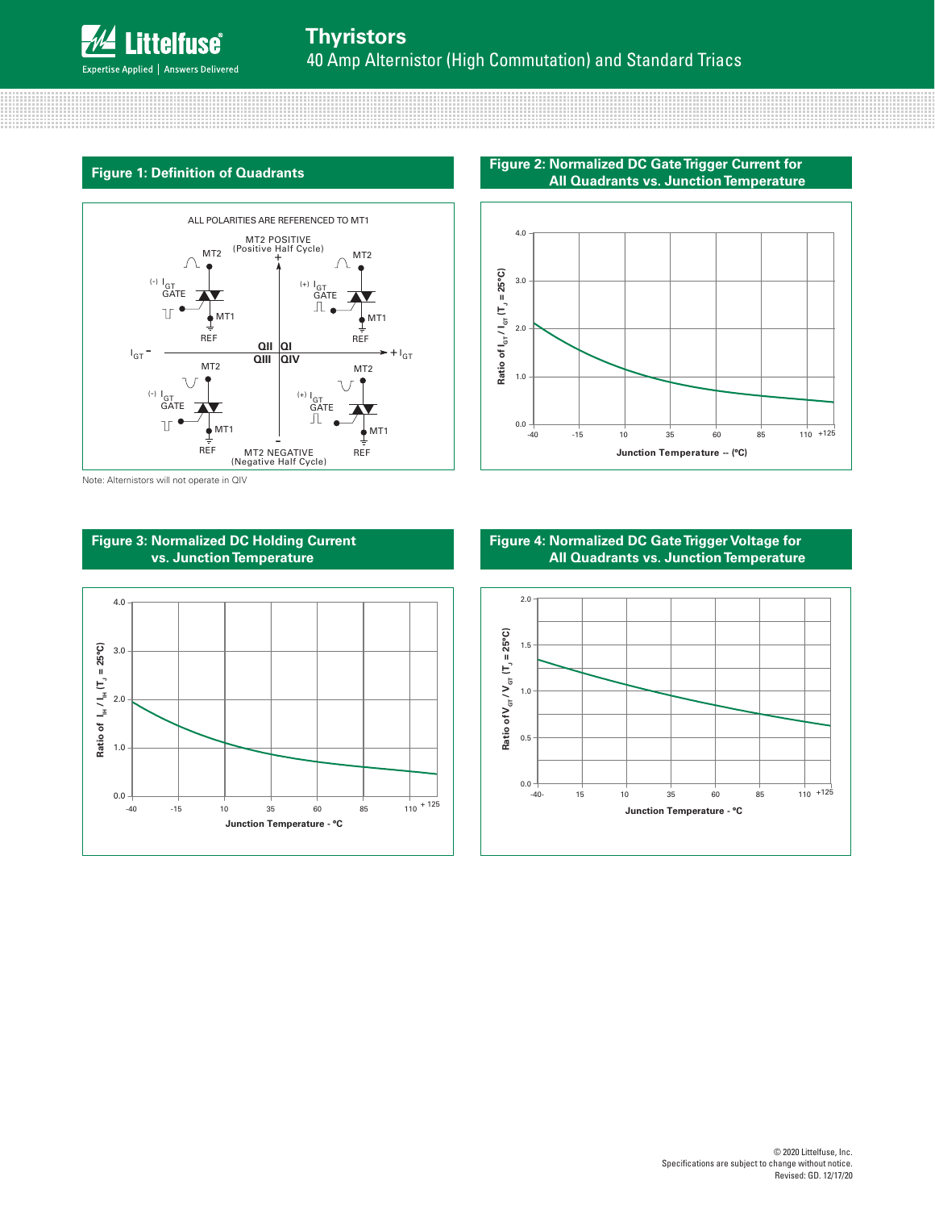## Figure 1: Definition of Quadrants

ALL POLARITIES ARE REFERENCED TO MT1

MT2 POSITIVE (Positive Half Cycle)

MT2 NEGATIVE (Negative Half Cycle)

QII | QI | QIII | QIV

$I_{GT}$ − | + $I_{GT}$

Note: Alternistors will not operate in QIV

## Figure 2: Normalized DC Gate Trigger Current for All Quadrants vs. Junction Temperature

Ratio of $I_{GT}$ / $I_{GT}$ ($T_J$ = 25°C)

Junction Temperature -- (ºC)

## Figure 3: Normalized DC Holding Current vs. Junction Temperature

Ratio of $I_H$ / $I_{H}$ ($T_J$ = 25°C)

Junction Temperature - °C

## Figure 4: Normalized DC Gate Trigger Voltage for All Quadrants vs. Junction Temperature

Ratio of $V_{GT}$ / $V_{GT}$ ($T_J$ = 25°C)

Junction Temperature - ºC

© 2020 Littelfuse, Inc.
Specifications are subject to change without notice.
Revised: GD. 12/17/20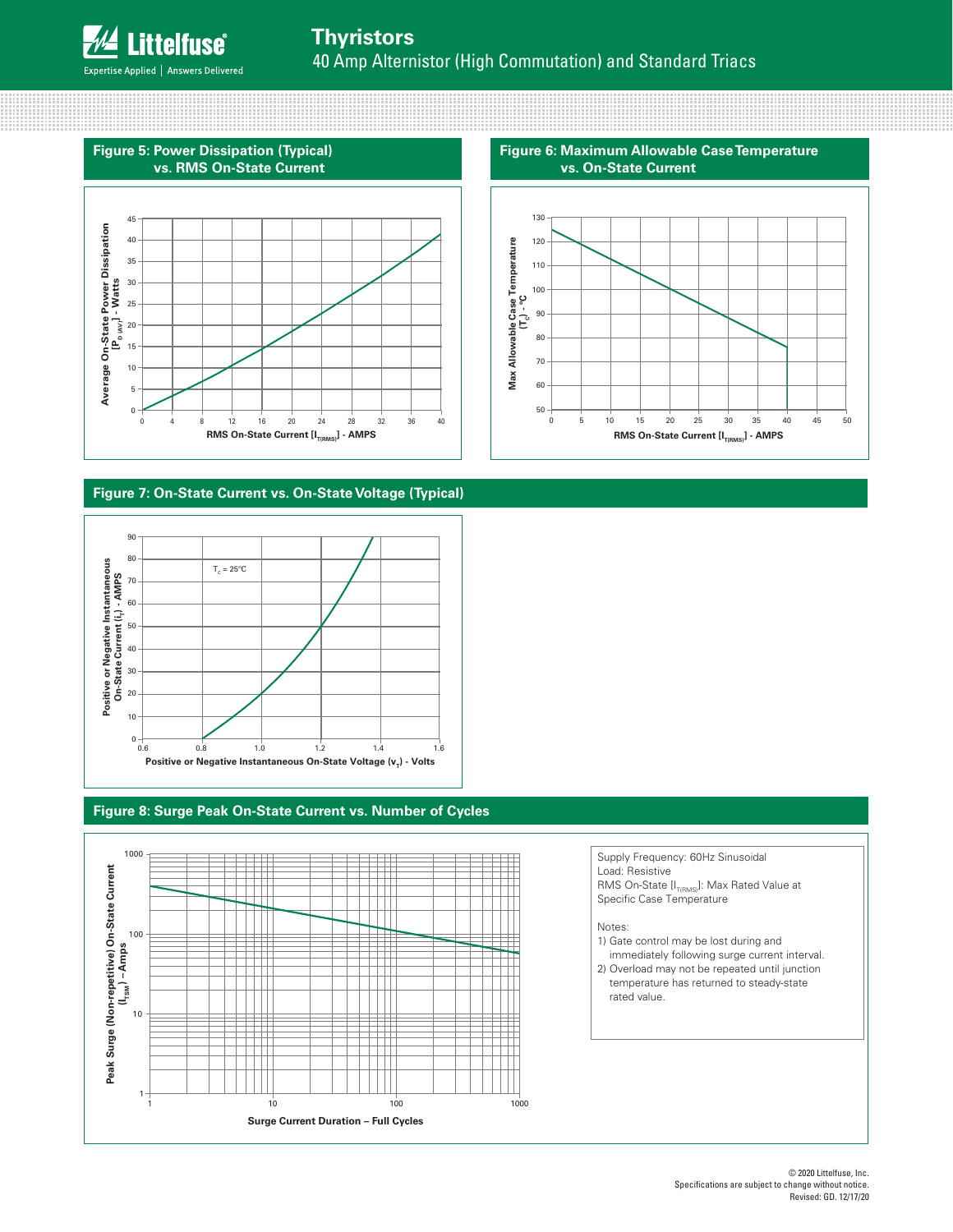## Figure 5: Power Dissipation (Typical) vs. RMS On-State Current

Average On-State Power Dissipation $[P_{D(AV)}]$ - Watts

RMS On-State Current $[I_{T(RMS)}]$ - AMPS

## Figure 6: Maximum Allowable Case Temperature vs. On-State Current

Max Allowable Case Temperature $(T_C)$ - °C

RMS On-State Current $[I_{T(RMS)}]$ - AMPS

## Figure 7: On-State Current vs. On-State Voltage (Typical)

$T_C = 25°C$

Positive or Negative Instantaneous On-State Current $(i_T)$ - AMPS

Positive or Negative Instantaneous On-State Voltage $(v_T)$ - Volts

## Figure 8: Surge Peak On-State Current vs. Number of Cycles

Peak Surge (Non-repetitive) On-State Current $(I_{TSM})$ – Amps

Surge Current Duration – Full Cycles

Supply Frequency: 60Hz Sinusoidal
Load: Resistive
RMS On-State $[I_{T(RMS)}]$: Max Rated Value at Specific Case Temperature

Notes:

1) Gate control may be lost during and immediately following surge current interval.
2) Overload may not be repeated until junction temperature has returned to steady-state rated value.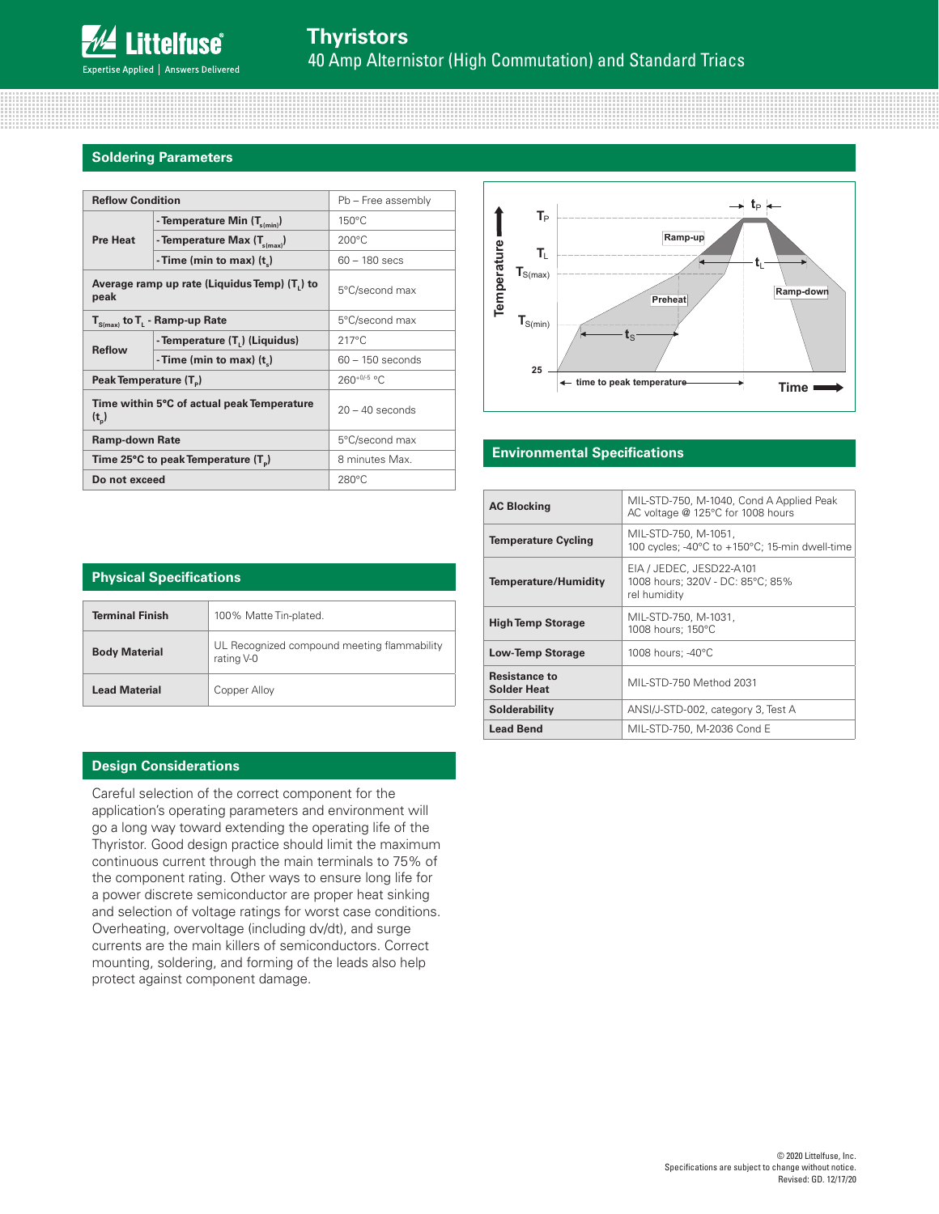## Soldering Parameters

| Reflow Condition | | Pb – Free assembly |
|---|---|---|
| Pre Heat | - Temperature Min ($T_{s(min)}$) | 150°C |
| | - Temperature Max ($T_{s(max)}$) | 200°C |
| | - Time (min to max) ($t_s$) | 60 – 180 secs |
| Average ramp up rate (Liquidus Temp) ($T_L$) to peak | | 5°C/second max |
| $T_{S(max)}$ to $T_L$ - Ramp-up Rate | | 5°C/second max |
| Reflow | - Temperature ($T_L$) (Liquidus) | 217°C |
| | - Time (min to max) ($t_s$) | 60 – 150 seconds |
| Peak Temperature ($T_P$) | | $260^{+0/-5}$ °C |
| Time within 5°C of actual peak Temperature ($t_p$) | | 20 – 40 seconds |
| Ramp-down Rate | | 5°C/second max |
| Time 25°C to peak Temperature ($T_P$) | | 8 minutes Max. |
| Do not exceed | | 280°C |

## Physical Specifications

| Terminal Finish | 100% Matte Tin-plated. |
|---|---|
| Body Material | UL Recognized compound meeting flammability rating V-0 |
| Lead Material | Copper Alloy |

## Design Considerations

Careful selection of the correct component for the application's operating parameters and environment will go a long way toward extending the operating life of the Thyristor. Good design practice should limit the maximum continuous current through the main terminals to 75% of the component rating. Other ways to ensure long life for a power discrete semiconductor are proper heat sinking and selection of voltage ratings for worst case conditions. Overheating, overvoltage (including dv/dt), and surge currents are the main killers of semiconductors. Correct mounting, soldering, and forming of the leads also help protect against component damage.

## Environmental Specifications

| AC Blocking | MIL-STD-750, M-1040, Cond A Applied Peak AC voltage @ 125°C for 1008 hours |
|---|---|
| Temperature Cycling | MIL-STD-750, M-1051, 100 cycles; -40°C to +150°C; 15-min dwell-time |
| Temperature/Humidity | EIA / JEDEC, JESD22-A101 1008 hours; 320V - DC: 85°C; 85% rel humidity |
| High Temp Storage | MIL-STD-750, M-1031, 1008 hours; 150°C |
| Low-Temp Storage | 1008 hours; -40°C |
| Resistance to Solder Heat | MIL-STD-750 Method 2031 |
| Solderability | ANSI/J-STD-002, category 3, Test A |
| Lead Bend | MIL-STD-750, M-2036 Cond E |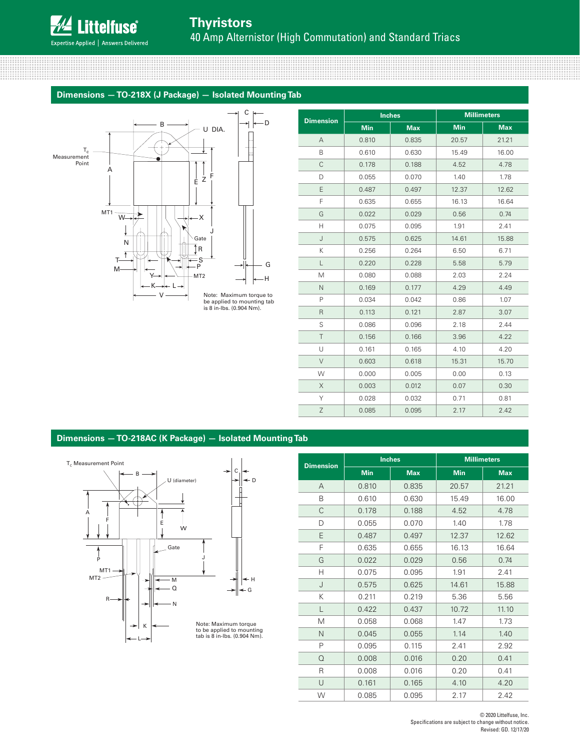## Dimensions — TO-218X (J Package) — Isolated Mounting Tab

Note: Maximum torque to be applied to mounting tab is 8 in-lbs. (0.904 Nm).

| Dimension | Inches | | Millimeters | |
|---|---|---|---|---|
| | Min | Max | Min | Max |
| A | 0.810 | 0.835 | 20.57 | 21.21 |
| B | 0.610 | 0.630 | 15.49 | 16.00 |
| C | 0.178 | 0.188 | 4.52 | 4.78 |
| D | 0.055 | 0.070 | 1.40 | 1.78 |
| E | 0.487 | 0.497 | 12.37 | 12.62 |
| F | 0.635 | 0.655 | 16.13 | 16.64 |
| G | 0.022 | 0.029 | 0.56 | 0.74 |
| H | 0.075 | 0.095 | 1.91 | 2.41 |
| J | 0.575 | 0.625 | 14.61 | 15.88 |
| K | 0.256 | 0.264 | 6.50 | 6.71 |
| L | 0.220 | 0.228 | 5.58 | 5.79 |
| M | 0.080 | 0.088 | 2.03 | 2.24 |
| N | 0.169 | 0.177 | 4.29 | 4.49 |
| P | 0.034 | 0.042 | 0.86 | 1.07 |
| R | 0.113 | 0.121 | 2.87 | 3.07 |
| S | 0.086 | 0.096 | 2.18 | 2.44 |
| T | 0.156 | 0.166 | 3.96 | 4.22 |
| U | 0.161 | 0.165 | 4.10 | 4.20 |
| V | 0.603 | 0.618 | 15.31 | 15.70 |
| W | 0.000 | 0.005 | 0.00 | 0.13 |
| X | 0.003 | 0.012 | 0.07 | 0.30 |
| Y | 0.028 | 0.032 | 0.71 | 0.81 |
| Z | 0.085 | 0.095 | 2.17 | 2.42 |

## Dimensions — TO-218AC (K Package) — Isolated Mounting Tab

Note: Maximum torque to be applied to mounting tab is 8 in-lbs. (0.904 Nm).

| Dimension | Inches | | Millimeters | |
|---|---|---|---|---|
| | Min | Max | Min | Max |
| A | 0.810 | 0.835 | 20.57 | 21.21 |
| B | 0.610 | 0.630 | 15.49 | 16.00 |
| C | 0.178 | 0.188 | 4.52 | 4.78 |
| D | 0.055 | 0.070 | 1.40 | 1.78 |
| E | 0.487 | 0.497 | 12.37 | 12.62 |
| F | 0.635 | 0.655 | 16.13 | 16.64 |
| G | 0.022 | 0.029 | 0.56 | 0.74 |
| H | 0.075 | 0.095 | 1.91 | 2.41 |
| J | 0.575 | 0.625 | 14.61 | 15.88 |
| K | 0.211 | 0.219 | 5.36 | 5.56 |
| L | 0.422 | 0.437 | 10.72 | 11.10 |
| M | 0.058 | 0.068 | 1.47 | 1.73 |
| N | 0.045 | 0.055 | 1.14 | 1.40 |
| P | 0.095 | 0.115 | 2.41 | 2.92 |
| Q | 0.008 | 0.016 | 0.20 | 0.41 |
| R | 0.008 | 0.016 | 0.20 | 0.41 |
| U | 0.161 | 0.165 | 4.10 | 4.20 |
| W | 0.085 | 0.095 | 2.17 | 2.42 |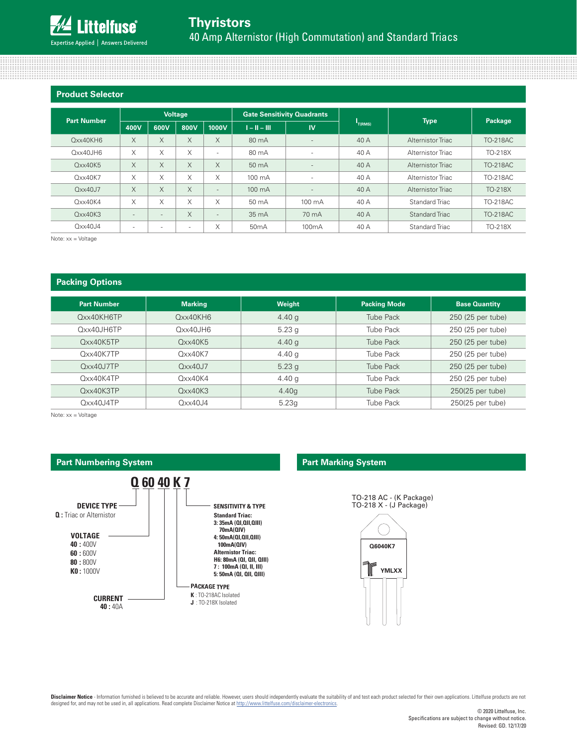# Thyristors

40 Amp Alternistor (High Commutation) and Standard Triacs

## Product Selector

| Part Number | Voltage | | | | Gate Sensitivity Quadrants | | $I_{T(RMS)}$ | Type | Package |
|---|---|---|---|---|---|---|---|---|---|
| | 400V | 600V | 800V | 1000V | I – II – III | IV | | | |
| Qxx40KH6 | X | X | X | X | 80 mA | - | 40 A | Alternistor Triac | TO-218AC |
| Qxx40JH6 | X | X | X | - | 80 mA | - | 40 A | Alternistor Triac | TO-218X |
| Qxx40K5 | X | X | X | X | 50 mA | - | 40 A | Alternistor Triac | TO-218AC |
| Qxx40K7 | X | X | X | X | 100 mA | - | 40 A | Alternistor Triac | TO-218AC |
| Qxx40J7 | X | X | X | - | 100 mA | - | 40 A | Alternistor Triac | TO-218X |
| Qxx40K4 | X | X | X | X | 50 mA | 100 mA | 40 A | Standard Triac | TO-218AC |
| Qxx40K3 | - | - | X | - | 35 mA | 70 mA | 40 A | Standard Triac | TO-218AC |
| Qxx40J4 | - | - | - | X | 50mA | 100mA | 40 A | Standard Triac | TO-218X |

Note: xx = Voltage

## Packing Options

| Part Number | Marking | Weight | Packing Mode | Base Quantity |
|---|---|---|---|---|
| Qxx40KH6TP | Qxx40KH6 | 4.40 g | Tube Pack | 250 (25 per tube) |
| Qxx40JH6TP | Qxx40JH6 | 5.23 g | Tube Pack | 250 (25 per tube) |
| Qxx40K5TP | Qxx40K5 | 4.40 g | Tube Pack | 250 (25 per tube) |
| Qxx40K7TP | Qxx40K7 | 4.40 g | Tube Pack | 250 (25 per tube) |
| Qxx40J7TP | Qxx40J7 | 5.23 g | Tube Pack | 250 (25 per tube) |
| Qxx40K4TP | Qxx40K4 | 4.40 g | Tube Pack | 250 (25 per tube) |
| Qxx40K3TP | Qxx40K3 | 4.40g | Tube Pack | 250(25 per tube) |
| Qxx40J4TP | Qxx40J4 | 5.23g | Tube Pack | 250(25 per tube) |

Note: xx = Voltage

## Part Numbering System

**Q 60 40 K 7**

**DEVICE TYPE**
**Q :** Triac or Alternistor

**VOLTAGE**
**40 :** 400V
**60 :** 600V
**80 :** 800V
**K0 :** 1000V

**CURRENT**
**40 :** 40A

**SENSITIVITY & TYPE**
**Standard Triac:**
**3: 35mA (QI,QII,QIII) 70mA(QIV)**
**4: 50mA(QI,QII,QIII) 100mA(QIV)**
**Alternistor Triac:**
**H6: 80mA (QI, QII, QIII)**
**7 : 100mA (QI, II, III)**
**5: 50mA (QI, QII, QIII)**

**PACKAGE TYPE**
**K** : TO-218AC Isolated
**J** : TO-218X Isolated

## Part Marking System

TO-218 AC - (K Package)
TO-218 X - (J Package)

Q6040K7

YMLXX

**Disclaimer Notice** - Information furnished is believed to be accurate and reliable. However, users should independently evaluate the suitability of and test each product selected for their own applications. Littelfuse products are not designed for, and may not be used in, all applications. Read complete Disclaimer Notice at http://www.littelfuse.com/disclaimer-electronics.